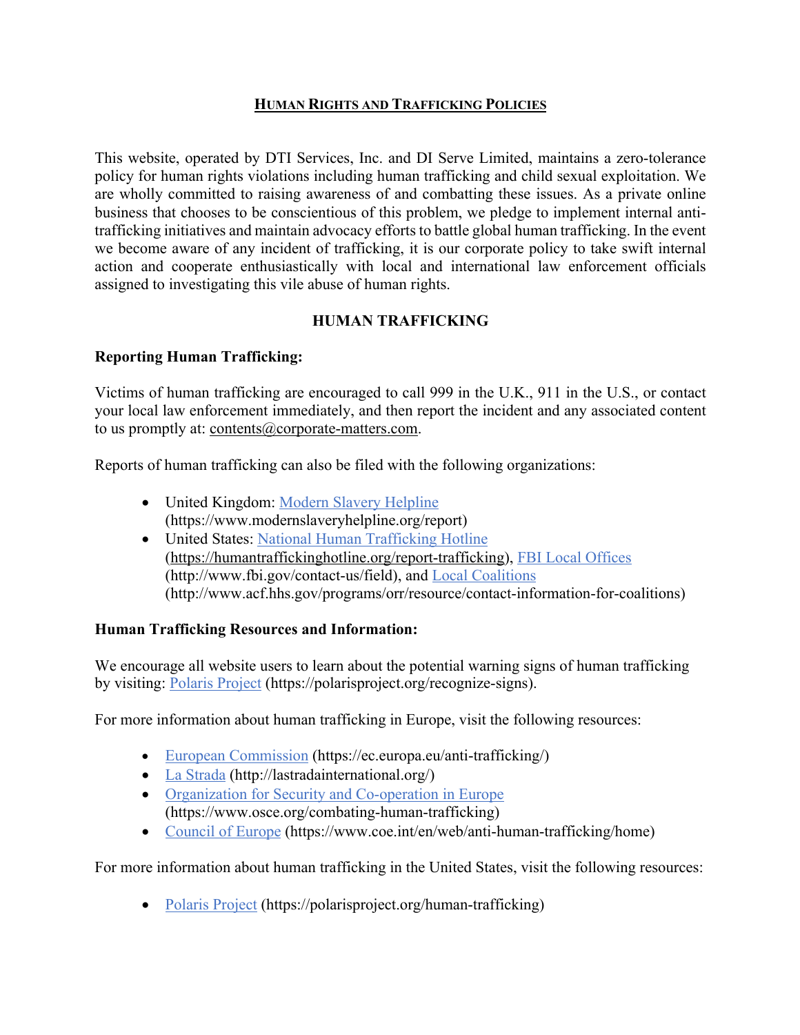# Human Rights and Trafficking Policies

This website, operated by DTI Services, Inc. and DI Serve Limited, maintains a zero-tolerance policy for human rights violations including human trafficking and child sexual exploitation. We are wholly committed to raising awareness of and combatting these issues. As a private online business that chooses to be conscientious of this problem, we pledge to implement internal anti-trafficking initiatives and maintain advocacy efforts to battle global human trafficking. In the event we become aware of any incident of trafficking, it is our corporate policy to take swift internal action and cooperate enthusiastically with local and international law enforcement officials assigned to investigating this vile abuse of human rights.

## HUMAN TRAFFICKING

### Reporting Human Trafficking:

Victims of human trafficking are encouraged to call 999 in the U.K., 911 in the U.S., or contact your local law enforcement immediately, and then report the incident and any associated content to us promptly at: contents@corporate-matters.com.

Reports of human trafficking can also be filed with the following organizations:

- United Kingdom: Modern Slavery Helpline (https://www.modernslaveryhelpline.org/report)
- United States: National Human Trafficking Hotline (https://humantraffickinghotline.org/report-trafficking), FBI Local Offices (http://www.fbi.gov/contact-us/field), and Local Coalitions (http://www.acf.hhs.gov/programs/orr/resource/contact-information-for-coalitions)

### Human Trafficking Resources and Information:

We encourage all website users to learn about the potential warning signs of human trafficking by visiting: Polaris Project (https://polarisproject.org/recognize-signs).

For more information about human trafficking in Europe, visit the following resources:

- European Commission (https://ec.europa.eu/anti-trafficking/)
- La Strada (http://lastradainternational.org/)
- Organization for Security and Co-operation in Europe (https://www.osce.org/combating-human-trafficking)
- Council of Europe (https://www.coe.int/en/web/anti-human-trafficking/home)

For more information about human trafficking in the United States, visit the following resources:

- Polaris Project (https://polarisproject.org/human-trafficking)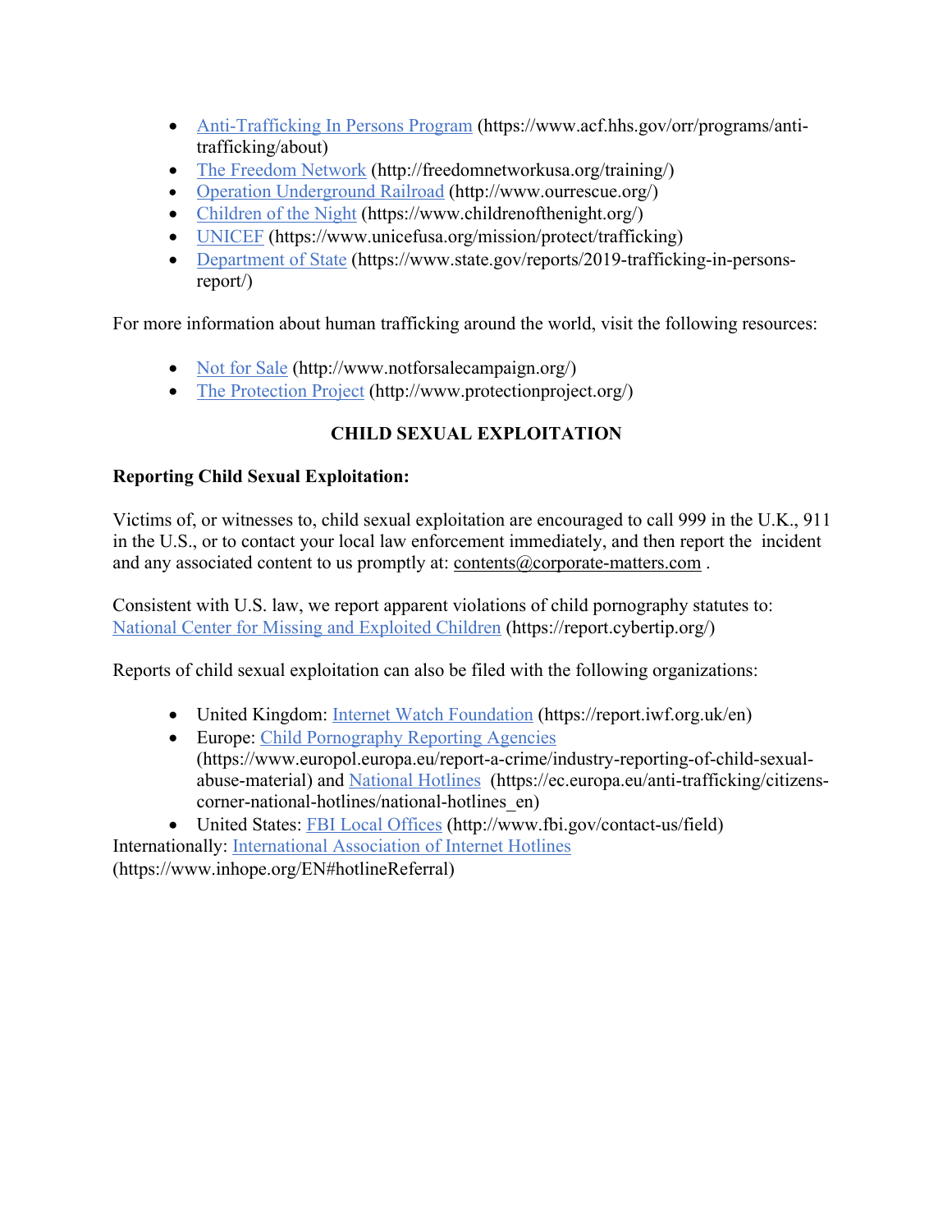- [Anti-Trafficking In Persons Program](https://www.acf.hhs.gov/orr/programs/anti-trafficking/about) (https://www.acf.hhs.gov/orr/programs/anti-trafficking/about)
- [The Freedom Network](http://freedomnetworkusa.org/training/) (http://freedomnetworkusa.org/training/)
- [Operation Underground Railroad](http://www.ourrescue.org/) (http://www.ourrescue.org/)
- [Children of the Night](https://www.childrenofthenight.org/) (https://www.childrenofthenight.org/)
- [UNICEF](https://www.unicefusa.org/mission/protect/trafficking) (https://www.unicefusa.org/mission/protect/trafficking)
- [Department of State](https://www.state.gov/reports/2019-trafficking-in-persons-report/) (https://www.state.gov/reports/2019-trafficking-in-persons-report/)

For more information about human trafficking around the world, visit the following resources:

- [Not for Sale](http://www.notforsalecampaign.org/) (http://www.notforsalecampaign.org/)
- [The Protection Project](http://www.protectionproject.org/) (http://www.protectionproject.org/)

## CHILD SEXUAL EXPLOITATION

**Reporting Child Sexual Exploitation:**

Victims of, or witnesses to, child sexual exploitation are encouraged to call 999 in the U.K., 911 in the U.S., or to contact your local law enforcement immediately, and then report the incident and any associated content to us promptly at: contents@corporate-matters.com .

Consistent with U.S. law, we report apparent violations of child pornography statutes to: [National Center for Missing and Exploited Children](https://report.cybertip.org/) (https://report.cybertip.org/)

Reports of child sexual exploitation can also be filed with the following organizations:

- United Kingdom: [Internet Watch Foundation](https://report.iwf.org.uk/en) (https://report.iwf.org.uk/en)
- Europe: [Child Pornography Reporting Agencies](https://www.europol.europa.eu/report-a-crime/industry-reporting-of-child-sexual-abuse-material) (https://www.europol.europa.eu/report-a-crime/industry-reporting-of-child-sexual-abuse-material) and [National Hotlines](https://ec.europa.eu/anti-trafficking/citizens-corner-national-hotlines/national-hotlines_en) (https://ec.europa.eu/anti-trafficking/citizens-corner-national-hotlines/national-hotlines_en)
- United States: [FBI Local Offices](http://www.fbi.gov/contact-us/field) (http://www.fbi.gov/contact-us/field)

Internationally: [International Association of Internet Hotlines](https://www.inhope.org/EN#hotlineReferral) (https://www.inhope.org/EN#hotlineReferral)